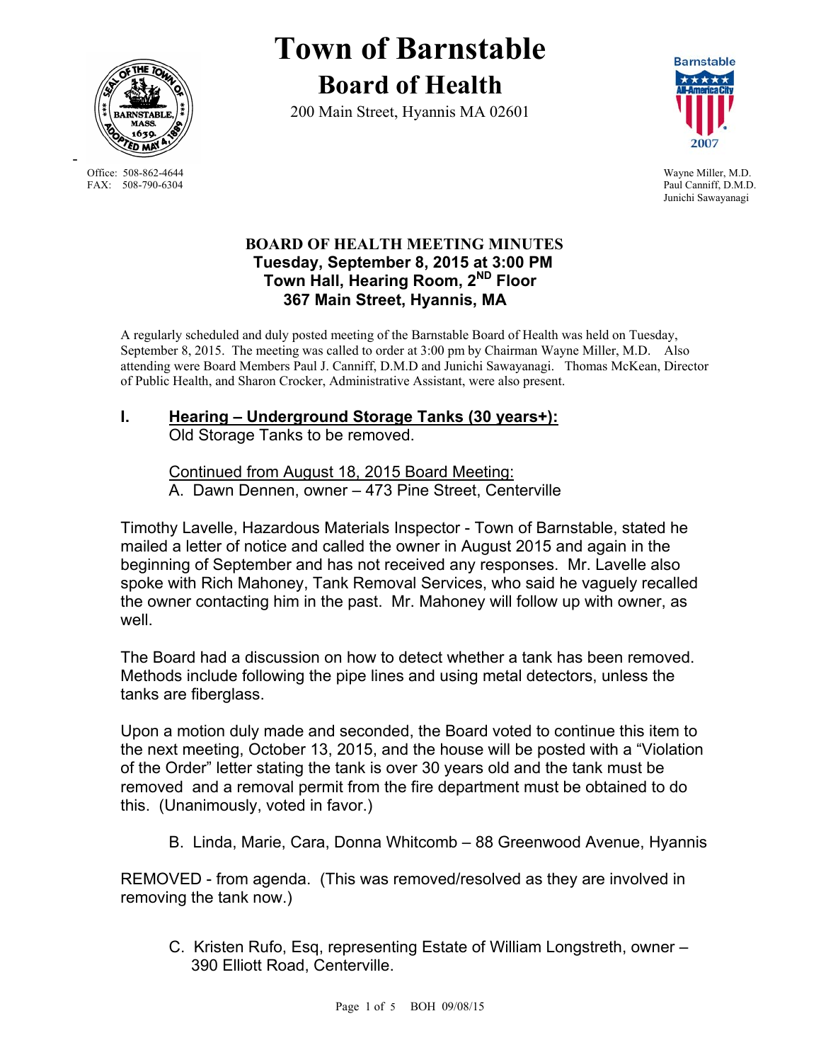# Town of Barnstable

## Board of Health

200 Main Street, Hyannis MA 02601

Office: 508-862-4644
FAX: 508-790-6304

Wayne Miller, M.D.
Paul Canniff, D.M.D.
Junichi Sawayanagi

**BOARD OF HEALTH MEETING MINUTES**
**Tuesday, September 8, 2015 at 3:00 PM**
**Town Hall, Hearing Room, 2ND Floor**
**367 Main Street, Hyannis, MA**

A regularly scheduled and duly posted meeting of the Barnstable Board of Health was held on Tuesday, September 8, 2015. The meeting was called to order at 3:00 pm by Chairman Wayne Miller, M.D. Also attending were Board Members Paul J. Canniff, D.M.D and Junichi Sawayanagi. Thomas McKean, Director of Public Health, and Sharon Crocker, Administrative Assistant, were also present.

## I. Hearing – Underground Storage Tanks (30 years+):

Old Storage Tanks to be removed.

Continued from August 18, 2015 Board Meeting:

A. Dawn Dennen, owner – 473 Pine Street, Centerville

Timothy Lavelle, Hazardous Materials Inspector - Town of Barnstable, stated he mailed a letter of notice and called the owner in August 2015 and again in the beginning of September and has not received any responses. Mr. Lavelle also spoke with Rich Mahoney, Tank Removal Services, who said he vaguely recalled the owner contacting him in the past. Mr. Mahoney will follow up with owner, as well.

The Board had a discussion on how to detect whether a tank has been removed. Methods include following the pipe lines and using metal detectors, unless the tanks are fiberglass.

Upon a motion duly made and seconded, the Board voted to continue this item to the next meeting, October 13, 2015, and the house will be posted with a "Violation of the Order" letter stating the tank is over 30 years old and the tank must be removed and a removal permit from the fire department must be obtained to do this. (Unanimously, voted in favor.)

B. Linda, Marie, Cara, Donna Whitcomb – 88 Greenwood Avenue, Hyannis

REMOVED - from agenda. (This was removed/resolved as they are involved in removing the tank now.)

C. Kristen Rufo, Esq, representing Estate of William Longstreth, owner – 390 Elliott Road, Centerville.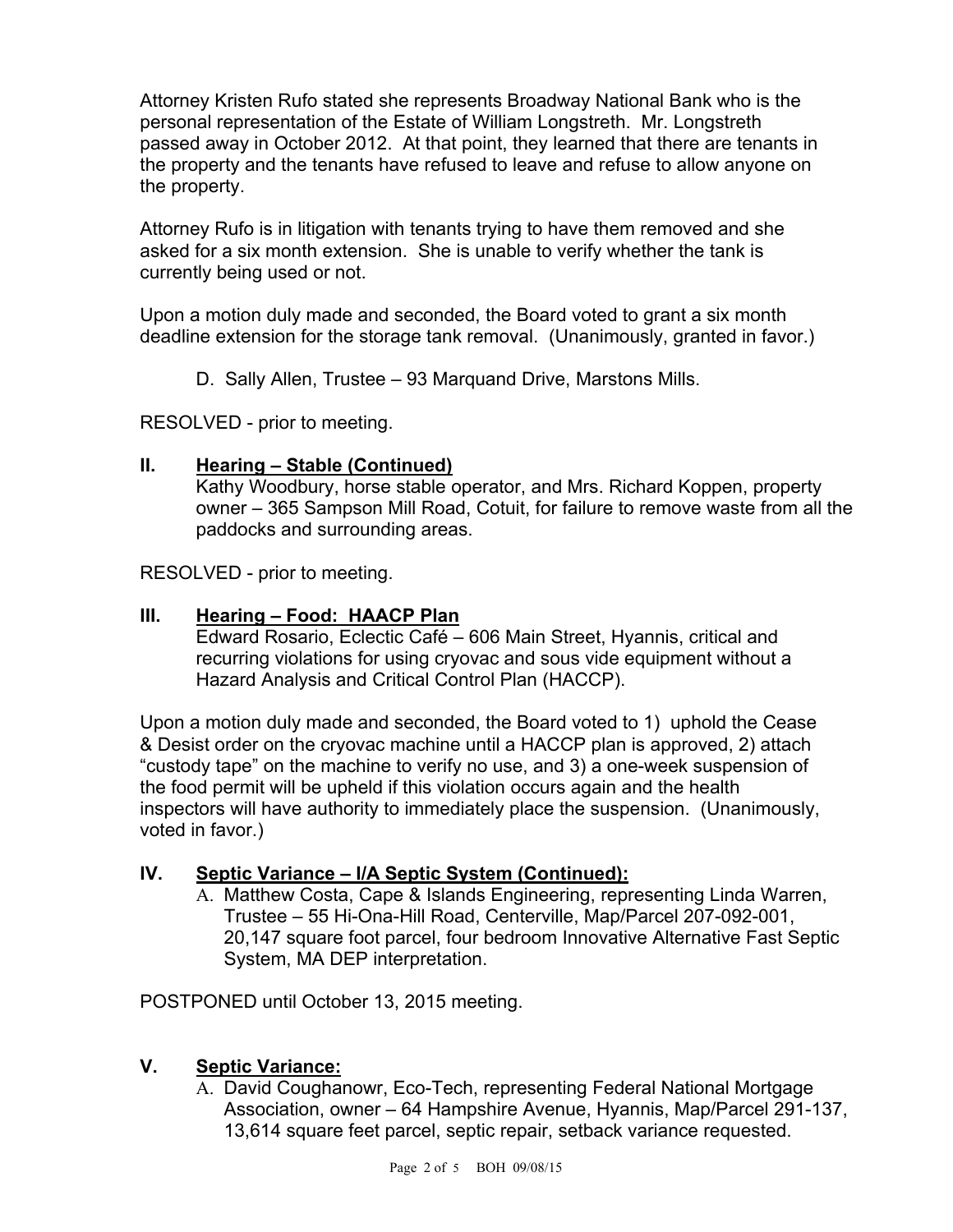Attorney Kristen Rufo stated she represents Broadway National Bank who is the personal representation of the Estate of William Longstreth. Mr. Longstreth passed away in October 2012. At that point, they learned that there are tenants in the property and the tenants have refused to leave and refuse to allow anyone on the property.

Attorney Rufo is in litigation with tenants trying to have them removed and she asked for a six month extension. She is unable to verify whether the tank is currently being used or not.

Upon a motion duly made and seconded, the Board voted to grant a six month deadline extension for the storage tank removal. (Unanimously, granted in favor.)

D. Sally Allen, Trustee – 93 Marquand Drive, Marstons Mills.

RESOLVED - prior to meeting.

## II. Hearing – Stable (Continued)

Kathy Woodbury, horse stable operator, and Mrs. Richard Koppen, property owner – 365 Sampson Mill Road, Cotuit, for failure to remove waste from all the paddocks and surrounding areas.

RESOLVED - prior to meeting.

## III. Hearing – Food: HAACP Plan

Edward Rosario, Eclectic Café – 606 Main Street, Hyannis, critical and recurring violations for using cryovac and sous vide equipment without a Hazard Analysis and Critical Control Plan (HACCP).

Upon a motion duly made and seconded, the Board voted to 1) uphold the Cease & Desist order on the cryovac machine until a HACCP plan is approved, 2) attach "custody tape" on the machine to verify no use, and 3) a one-week suspension of the food permit will be upheld if this violation occurs again and the health inspectors will have authority to immediately place the suspension. (Unanimously, voted in favor.)

## IV. Septic Variance – I/A Septic System (Continued):

A. Matthew Costa, Cape & Islands Engineering, representing Linda Warren, Trustee – 55 Hi-Ona-Hill Road, Centerville, Map/Parcel 207-092-001, 20,147 square foot parcel, four bedroom Innovative Alternative Fast Septic System, MA DEP interpretation.

POSTPONED until October 13, 2015 meeting.

## V. Septic Variance:

A. David Coughanowr, Eco-Tech, representing Federal National Mortgage Association, owner – 64 Hampshire Avenue, Hyannis, Map/Parcel 291-137, 13,614 square feet parcel, septic repair, setback variance requested.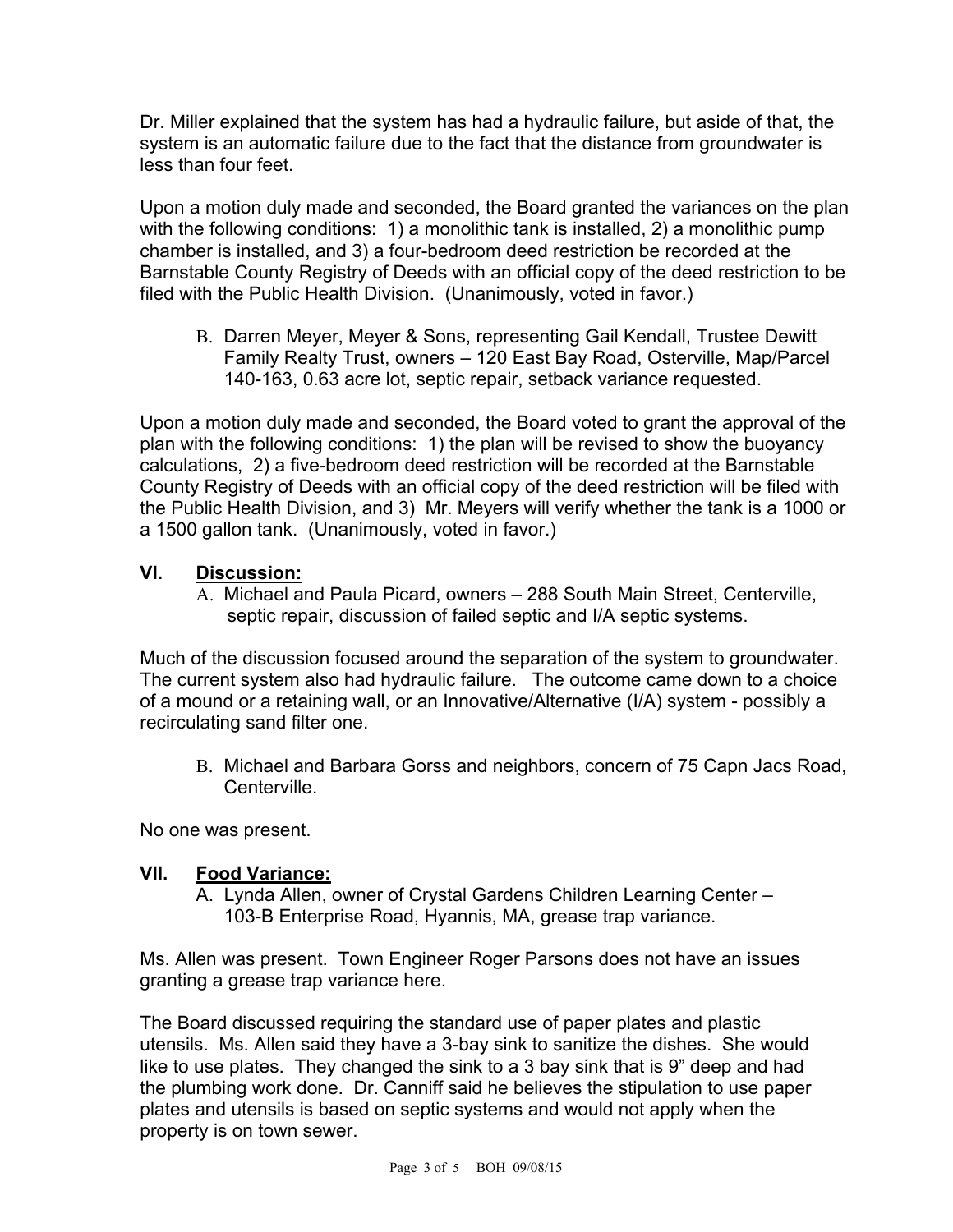Dr. Miller explained that the system has had a hydraulic failure, but aside of that, the system is an automatic failure due to the fact that the distance from groundwater is less than four feet.

Upon a motion duly made and seconded, the Board granted the variances on the plan with the following conditions: 1) a monolithic tank is installed, 2) a monolithic pump chamber is installed, and 3) a four-bedroom deed restriction be recorded at the Barnstable County Registry of Deeds with an official copy of the deed restriction to be filed with the Public Health Division. (Unanimously, voted in favor.)

B. Darren Meyer, Meyer & Sons, representing Gail Kendall, Trustee Dewitt Family Realty Trust, owners – 120 East Bay Road, Osterville, Map/Parcel 140-163, 0.63 acre lot, septic repair, setback variance requested.

Upon a motion duly made and seconded, the Board voted to grant the approval of the plan with the following conditions: 1) the plan will be revised to show the buoyancy calculations, 2) a five-bedroom deed restriction will be recorded at the Barnstable County Registry of Deeds with an official copy of the deed restriction will be filed with the Public Health Division, and 3) Mr. Meyers will verify whether the tank is a 1000 or a 1500 gallon tank. (Unanimously, voted in favor.)

## VI. Discussion:

A. Michael and Paula Picard, owners – 288 South Main Street, Centerville, septic repair, discussion of failed septic and I/A septic systems.

Much of the discussion focused around the separation of the system to groundwater. The current system also had hydraulic failure. The outcome came down to a choice of a mound or a retaining wall, or an Innovative/Alternative (I/A) system - possibly a recirculating sand filter one.

B. Michael and Barbara Gorss and neighbors, concern of 75 Capn Jacs Road, Centerville.

No one was present.

## VII. Food Variance:

A. Lynda Allen, owner of Crystal Gardens Children Learning Center – 103-B Enterprise Road, Hyannis, MA, grease trap variance.

Ms. Allen was present. Town Engineer Roger Parsons does not have an issues granting a grease trap variance here.

The Board discussed requiring the standard use of paper plates and plastic utensils. Ms. Allen said they have a 3-bay sink to sanitize the dishes. She would like to use plates. They changed the sink to a 3 bay sink that is 9" deep and had the plumbing work done. Dr. Canniff said he believes the stipulation to use paper plates and utensils is based on septic systems and would not apply when the property is on town sewer.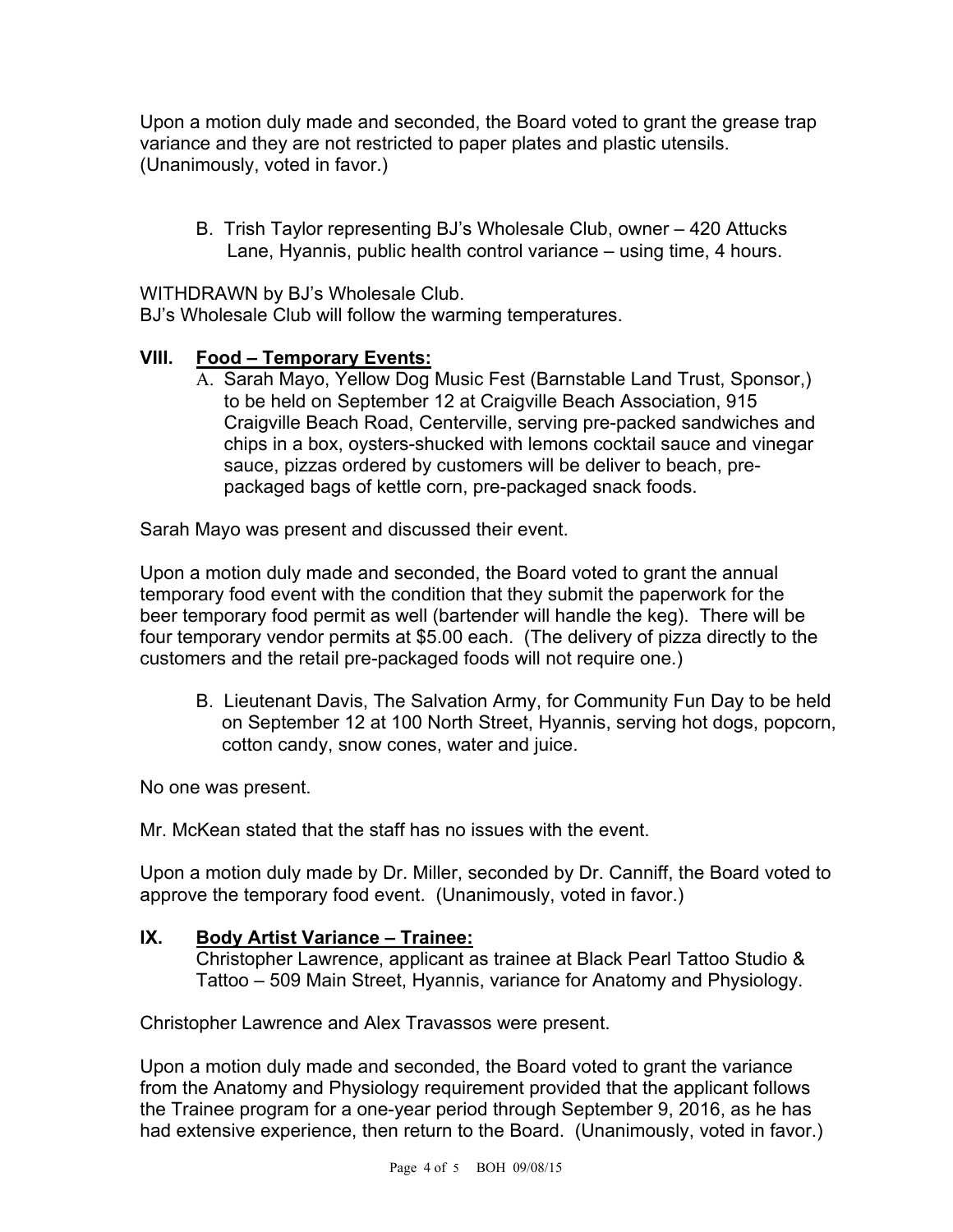Upon a motion duly made and seconded, the Board voted to grant the grease trap variance and they are not restricted to paper plates and plastic utensils. (Unanimously, voted in favor.)

B. Trish Taylor representing BJ's Wholesale Club, owner – 420 Attucks Lane, Hyannis, public health control variance – using time, 4 hours.

WITHDRAWN by BJ's Wholesale Club.
BJ's Wholesale Club will follow the warming temperatures.

## VIII. Food – Temporary Events:

A. Sarah Mayo, Yellow Dog Music Fest (Barnstable Land Trust, Sponsor,) to be held on September 12 at Craigville Beach Association, 915 Craigville Beach Road, Centerville, serving pre-packed sandwiches and chips in a box, oysters-shucked with lemons cocktail sauce and vinegar sauce, pizzas ordered by customers will be deliver to beach, pre-packaged bags of kettle corn, pre-packaged snack foods.

Sarah Mayo was present and discussed their event.

Upon a motion duly made and seconded, the Board voted to grant the annual temporary food event with the condition that they submit the paperwork for the beer temporary food permit as well (bartender will handle the keg). There will be four temporary vendor permits at $5.00 each. (The delivery of pizza directly to the customers and the retail pre-packaged foods will not require one.)

B. Lieutenant Davis, The Salvation Army, for Community Fun Day to be held on September 12 at 100 North Street, Hyannis, serving hot dogs, popcorn, cotton candy, snow cones, water and juice.

No one was present.

Mr. McKean stated that the staff has no issues with the event.

Upon a motion duly made by Dr. Miller, seconded by Dr. Canniff, the Board voted to approve the temporary food event. (Unanimously, voted in favor.)

## IX. Body Artist Variance – Trainee:

Christopher Lawrence, applicant as trainee at Black Pearl Tattoo Studio & Tattoo – 509 Main Street, Hyannis, variance for Anatomy and Physiology.

Christopher Lawrence and Alex Travassos were present.

Upon a motion duly made and seconded, the Board voted to grant the variance from the Anatomy and Physiology requirement provided that the applicant follows the Trainee program for a one-year period through September 9, 2016, as he has had extensive experience, then return to the Board. (Unanimously, voted in favor.)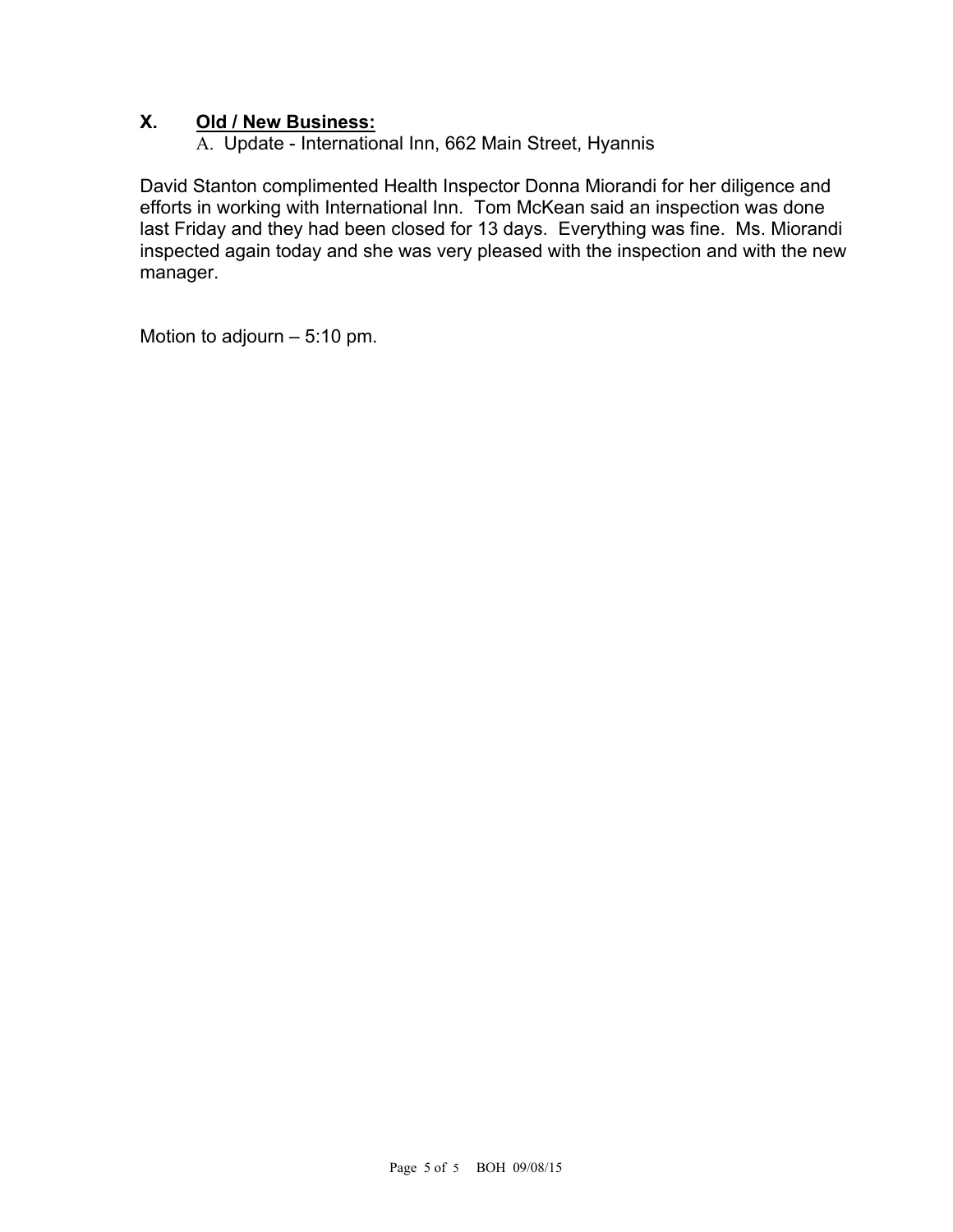## X. **Old / New Business:**

A. Update - International Inn, 662 Main Street, Hyannis

David Stanton complimented Health Inspector Donna Miorandi for her diligence and efforts in working with International Inn. Tom McKean said an inspection was done last Friday and they had been closed for 13 days. Everything was fine. Ms. Miorandi inspected again today and she was very pleased with the inspection and with the new manager.

Motion to adjourn – 5:10 pm.